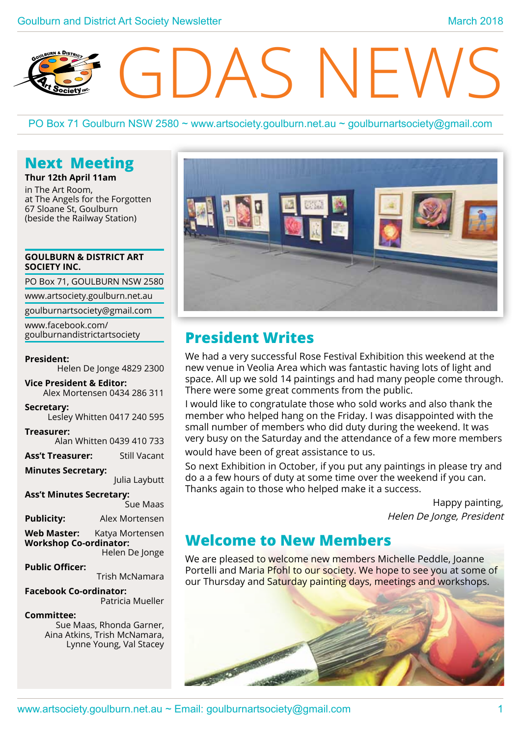# GDAS NEWS

PO Box 71 Goulburn NSW 2580 ~ www.artsociety.goulburn.net.au ~ goulburnartsociety@gmail.com

## Next Meeting

**Thur 12th April 11am**

in The Art Room,
at The Angels for the Forgotten
67 Sloane St, Goulburn
(beside the Railway Station)

**GOULBURN & DISTRICT ART SOCIETY INC.**

PO Box 71, GOULBURN NSW 2580

www.artsociety.goulburn.net.au

goulburnartsociety@gmail.com

www.facebook.com/goulburnandistrictartsociety

**President:** Helen De Jonge 4829 2300

**Vice President & Editor:** Alex Mortensen 0434 286 311

**Secretary:** Lesley Whitten 0417 240 595

**Treasurer:** Alan Whitten 0439 410 733

**Ass't Treasurer:** Still Vacant

**Minutes Secretary:** Julia Laybutt

**Ass't Minutes Secretary:** Sue Maas

**Publicity:** Alex Mortensen

**Web Master:** Katya Mortensen

**Workshop Co-ordinator:** Helen De Jonge

**Public Officer:** Trish McNamara

**Facebook Co-ordinator:** Patricia Mueller

**Committee:** Sue Maas, Rhonda Garner, Aina Atkins, Trish McNamara, Lynne Young, Val Stacey

## President Writes

We had a very successful Rose Festival Exhibition this weekend at the new venue in Veolia Area which was fantastic having lots of light and space. All up we sold 14 paintings and had many people come through. There were some great comments from the public.

I would like to congratulate those who sold works and also thank the member who helped hang on the Friday. I was disappointed with the small number of members who did duty during the weekend. It was very busy on the Saturday and the attendance of a few more members would have been of great assistance to us.

So next Exhibition in October, if you put any paintings in please try and do a a few hours of duty at some time over the weekend if you can. Thanks again to those who helped make it a success.

Happy painting,
*Helen De Jonge, President*

## Welcome to New Members

We are pleased to welcome new members Michelle Peddle, Joanne Portelli and Maria Pfohl to our society. We hope to see you at some of our Thursday and Saturday painting days, meetings and workshops.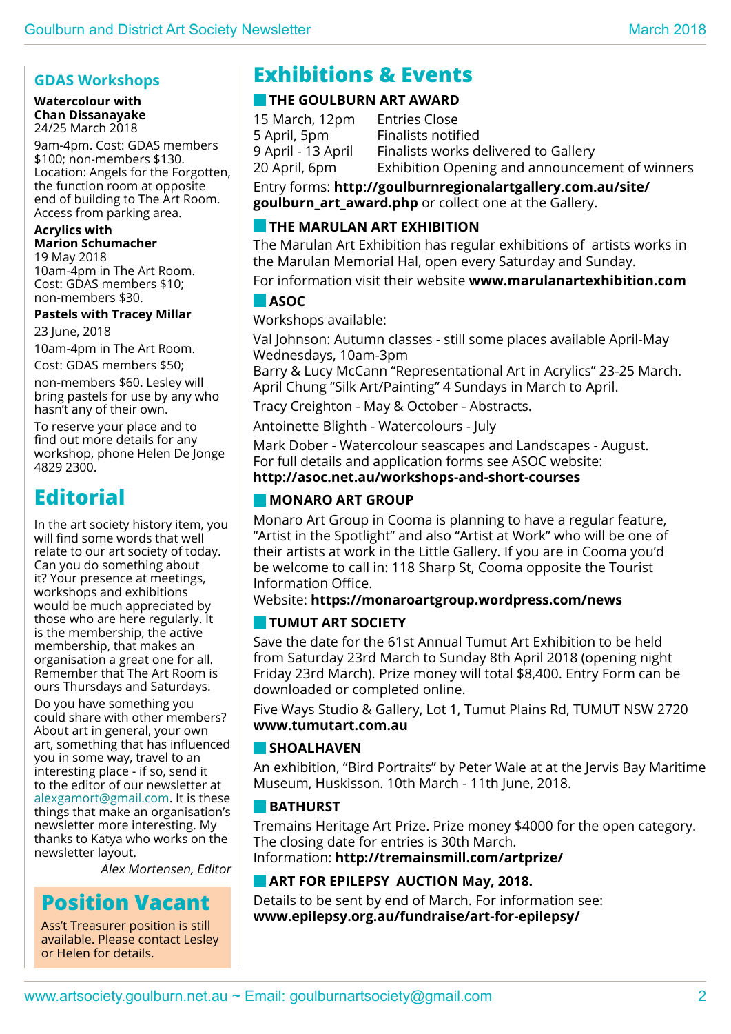## GDAS Workshops

**Watercolour with Chan Dissanayake**
24/25 March 2018

9am-4pm. Cost: GDAS members $100; non-members $130. Location: Angels for the Forgotten, the function room at opposite end of building to The Art Room. Access from parking area.

**Acrylics with Marion Schumacher**
19 May 2018
10am-4pm in The Art Room. Cost: GDAS members $10; non-members $30.

**Pastels with Tracey Millar**

23 June, 2018

10am-4pm in The Art Room.

Cost: GDAS members $50;

non-members $60. Lesley will bring pastels for use by any who hasn't any of their own.

To reserve your place and to find out more details for any workshop, phone Helen De Jonge 4829 2300.

## Editorial

In the art society history item, you will find some words that well relate to our art society of today. Can you do something about it? Your presence at meetings, workshops and exhibitions would be much appreciated by those who are here regularly. It is the membership, the active membership, that makes an organisation a great one for all. Remember that The Art Room is ours Thursdays and Saturdays.

Do you have something you could share with other members? About art in general, your own art, something that has influenced you in some way, travel to an interesting place - if so, send it to the editor of our newsletter at alexgamort@gmail.com. It is these things that make an organisation's newsletter more interesting. My thanks to Katya who works on the newsletter layout.

*Alex Mortensen, Editor*

## Position Vacant

Ass't Treasurer position is still available. Please contact Lesley or Helen for details.

# Exhibitions & Events

### THE GOULBURN ART AWARD

| | |
|---|---|
| 15 March, 12pm | Entries Close |
| 5 April, 5pm | Finalists notified |
| 9 April - 13 April | Finalists works delivered to Gallery |
| 20 April, 6pm | Exhibition Opening and announcement of winners |

Entry forms: **http://goulburnregionalartgallery.com.au/site/goulburn_art_award.php** or collect one at the Gallery.

### THE MARULAN ART EXHIBITION

The Marulan Art Exhibition has regular exhibitions of artists works in the Marulan Memorial Hal, open every Saturday and Sunday.

For information visit their website **www.marulanartexhibition.com**

### ASOC

Workshops available:

Val Johnson: Autumn classes - still some places available April-May Wednesdays, 10am-3pm
Barry & Lucy McCann "Representational Art in Acrylics" 23-25 March.
April Chung "Silk Art/Painting" 4 Sundays in March to April.

Tracy Creighton - May & October - Abstracts.

Antoinette Blighth - Watercolours - July

Mark Dober - Watercolour seascapes and Landscapes - August.
For full details and application forms see ASOC website:
**http://asoc.net.au/workshops-and-short-courses**

### MONARO ART GROUP

Monaro Art Group in Cooma is planning to have a regular feature, "Artist in the Spotlight" and also "Artist at Work" who will be one of their artists at work in the Little Gallery. If you are in Cooma you'd be welcome to call in: 118 Sharp St, Cooma opposite the Tourist Information Office.
Website: **https://monaroartgroup.wordpress.com/news**

### TUMUT ART SOCIETY

Save the date for the 61st Annual Tumut Art Exhibition to be held from Saturday 23rd March to Sunday 8th April 2018 (opening night Friday 23rd March). Prize money will total $8,400. Entry Form can be downloaded or completed online.

Five Ways Studio & Gallery, Lot 1, Tumut Plains Rd, TUMUT NSW 2720
**www.tumutart.com.au**

### SHOALHAVEN

An exhibition, "Bird Portraits" by Peter Wale at at the Jervis Bay Maritime Museum, Huskisson. 10th March - 11th June, 2018.

### BATHURST

Tremains Heritage Art Prize. Prize money $4000 for the open category. The closing date for entries is 30th March.
Information: **http://tremainsmill.com/artprize/**

### ART FOR EPILEPSY AUCTION May, 2018.

Details to be sent by end of March. For information see:
**www.epilepsy.org.au/fundraise/art-for-epilepsy/**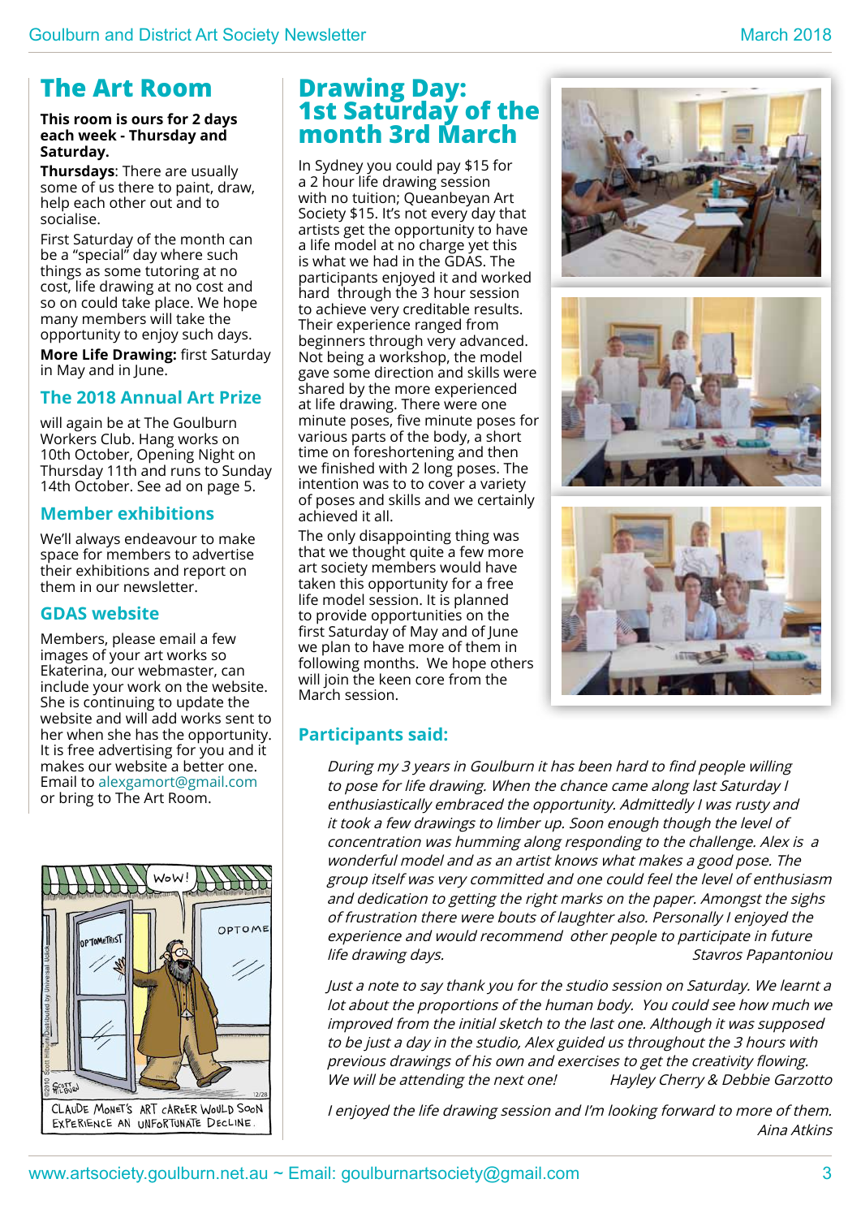## The Art Room

**This room is ours for 2 days each week - Thursday and Saturday.**

**Thursdays**: There are usually some of us there to paint, draw, help each other out and to socialise.

First Saturday of the month can be a “special” day where such things as some tutoring at no cost, life drawing at no cost and so on could take place. We hope many members will take the opportunity to enjoy such days.

**More Life Drawing:** first Saturday in May and in June.

### The 2018 Annual Art Prize

will again be at The Goulburn Workers Club. Hang works on 10th October, Opening Night on Thursday 11th and runs to Sunday 14th October. See ad on page 5.

### Member exhibitions

We’ll always endeavour to make space for members to advertise their exhibitions and report on them in our newsletter.

### GDAS website

Members, please email a few images of your art works so Ekaterina, our webmaster, can include your work on the website. She is continuing to update the website and will add works sent to her when she has the opportunity. It is free advertising for you and it makes our website a better one. Email to alexgamort@gmail.com or bring to The Art Room.

## Drawing Day: 1st Saturday of the month 3rd March

In Sydney you could pay $15 for a 2 hour life drawing session with no tuition; Queanbeyan Art Society $15. It’s not every day that artists get the opportunity to have a life model at no charge yet this is what we had in the GDAS. The participants enjoyed it and worked hard through the 3 hour session to achieve very creditable results. Their experience ranged from beginners through very advanced. Not being a workshop, the model gave some direction and skills were shared by the more experienced at life drawing. There were one minute poses, five minute poses for various parts of the body, a short time on foreshortening and then we finished with 2 long poses. The intention was to cover a variety of poses and skills and we certainly achieved it all.

The only disappointing thing was that we thought quite a few more art society members would have taken this opportunity for a free life model session. It is planned to provide opportunities on the first Saturday of May and of June we plan to have more of them in following months. We hope others will join the keen core from the March session.

### Participants said:

*During my 3 years in Goulburn it has been hard to find people willing to pose for life drawing. When the chance came along last Saturday I enthusiastically embraced the opportunity. Admittedly I was rusty and it took a few drawings to limber up. Soon enough though the level of concentration was humming along responding to the challenge. Alex is a wonderful model and as an artist knows what makes a good pose. The group itself was very committed and one could feel the level of enthusiasm and dedication to getting the right marks on the paper. Amongst the sighs of frustration there were bouts of laughter also. Personally I enjoyed the experience and would recommend other people to participate in future life drawing days.* Stavros Papantoniou

*Just a note to say thank you for the studio session on Saturday. We learnt a lot about the proportions of the human body. You could see how much we improved from the initial sketch to the last one. Although it was supposed to be just a day in the studio, Alex guided us throughout the 3 hours with previous drawings of his own and exercises to get the creativity flowing. We will be attending the next one!* Hayley Cherry & Debbie Garzotto

*I enjoyed the life drawing session and I’m looking forward to more of them.* Aina Atkins

CLAUDE MONET'S ART CAREER WOULD SOON EXPERIENCE AN UNFORTUNATE DECLINE.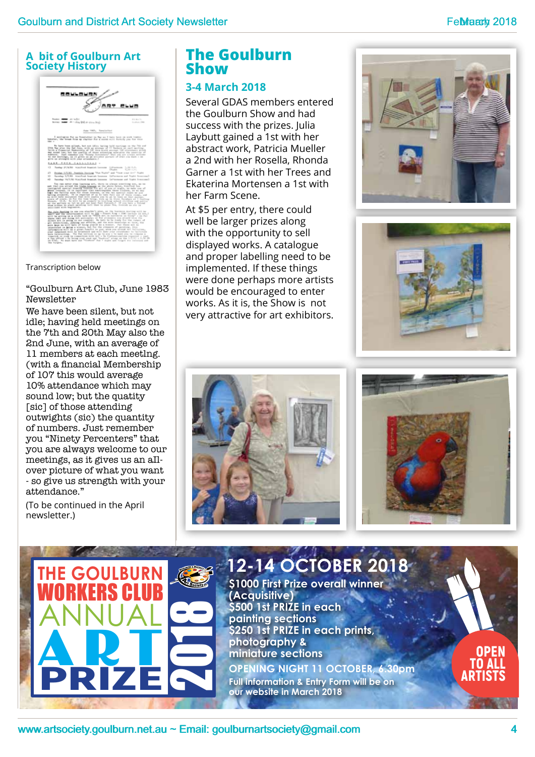## A bit of Goulburn Art Society History

Transcription below

"Goulburn Art Club, June 1983 Newsletter

We have been silent, but not idle; having held meetings on the 7th and 20th May also the 2nd June, with an average of 11 members at each meetlng. (with a financial Membership of 107 this would average 10% attendance which may sound low; but the quatity [sic] of those attending outwights (sic) the quantity of numbers. Just remember you "Ninety Percenters" that you are always welcome to our meetings, as it gives us an all-over picture of what you want - so give us strength with your attendance."

(To be continued in the April newsletter.)

## The Goulburn Show

### 3-4 March 2018

Several GDAS members entered the Goulburn Show and had success with the prizes. Julia Laybutt gained a 1st with her abstract work, Patricia Mueller a 2nd with her Rosella, Rhonda Garner a 1st with her Trees and Ekaterina Mortensen a 1st with her Farm Scene.

At $5 per entry, there could well be larger prizes along with the opportunity to sell displayed works. A catalogue and proper labelling need to be implemented. If these things were done perhaps more artists would be encouraged to enter works. As it is, the Show is not very attractive for art exhibitors.

## THE GOULBURN WORKERS CLUB ANNUAL ART PRIZE 2018

### 12-14 OCTOBER 2018

$1000 First Prize overall winner (Acquisitive)
$500 1st PRIZE in each painting sections
$250 1st PRIZE in each prints, photography & miniature sections

OPENING NIGHT 11 OCTOBER, 6.30pm

Full information & Entry Form will be on our website in March 2018

OPEN TO ALL ARTISTS

www.artsociety.goulburn.net.au ~ Email: goulburnartsociety@gmail.com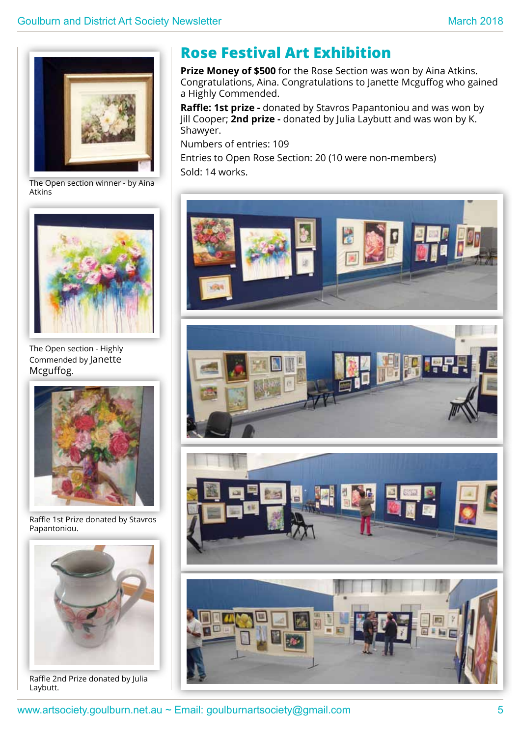The Open section winner - by Aina Atkins

The Open section - Highly Commended by Janette Mcguffog.

Raffle 1st Prize donated by Stavros Papantoniou.

Raffle 2nd Prize donated by Julia Laybutt.

# Rose Festival Art Exhibition

**Prize Money of $500** for the Rose Section was won by Aina Atkins. Congratulations, Aina. Congratulations to Janette Mcguffog who gained a Highly Commended.

**Raffle: 1st prize -** donated by Stavros Papantoniou and was won by Jill Cooper; **2nd prize -** donated by Julia Laybutt and was won by K. Shawyer.

Numbers of entries: 109

Entries to Open Rose Section: 20 (10 were non-members)

Sold: 14 works.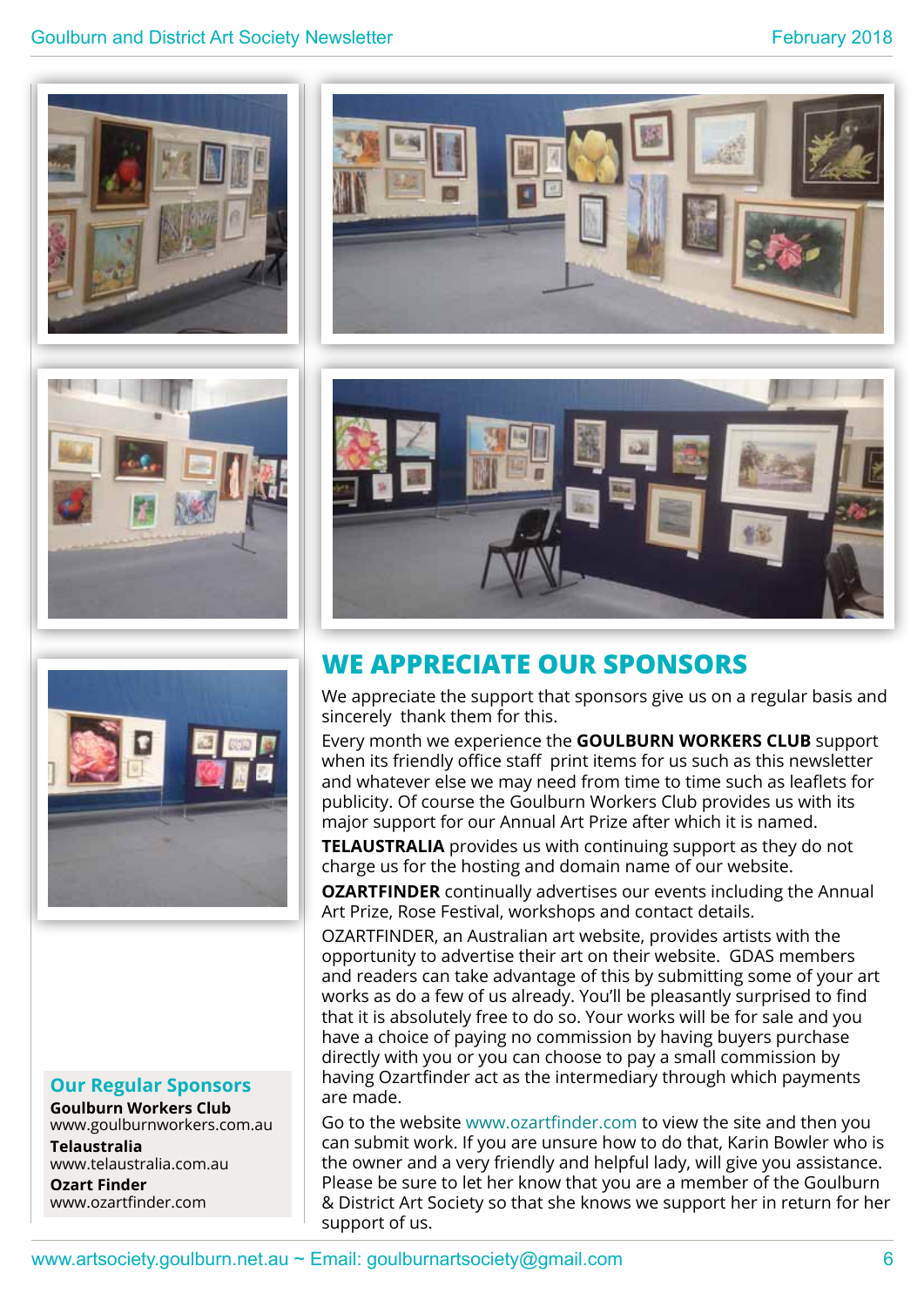## WE APPRECIATE OUR SPONSORS

We appreciate the support that sponsors give us on a regular basis and sincerely thank them for this.

Every month we experience the **GOULBURN WORKERS CLUB** support when its friendly office staff print items for us such as this newsletter and whatever else we may need from time to time such as leaflets for publicity. Of course the Goulburn Workers Club provides us with its major support for our Annual Art Prize after which it is named.

**TELAUSTRALIA** provides us with continuing support as they do not charge us for the hosting and domain name of our website.

**OZARTFINDER** continually advertises our events including the Annual Art Prize, Rose Festival, workshops and contact details.

OZARTFINDER, an Australian art website, provides artists with the opportunity to advertise their art on their website. GDAS members and readers can take advantage of this by submitting some of your art works as do a few of us already. You'll be pleasantly surprised to find that it is absolutely free to do so. Your works will be for sale and you have a choice of paying no commission by having buyers purchase directly with you or you can choose to pay a small commission by having Ozartfinder act as the intermediary through which payments are made.

Go to the website www.ozartfinder.com to view the site and then you can submit work. If you are unsure how to do that, Karin Bowler who is the owner and a very friendly and helpful lady, will give you assistance. Please be sure to let her know that you are a member of the Goulburn & District Art Society so that she knows we support her in return for her support of us.

### Our Regular Sponsors

**Goulburn Workers Club**
www.goulburnworkers.com.au

**Telaustralia**
www.telaustralia.com.au

**Ozart Finder**
www.ozartfinder.com